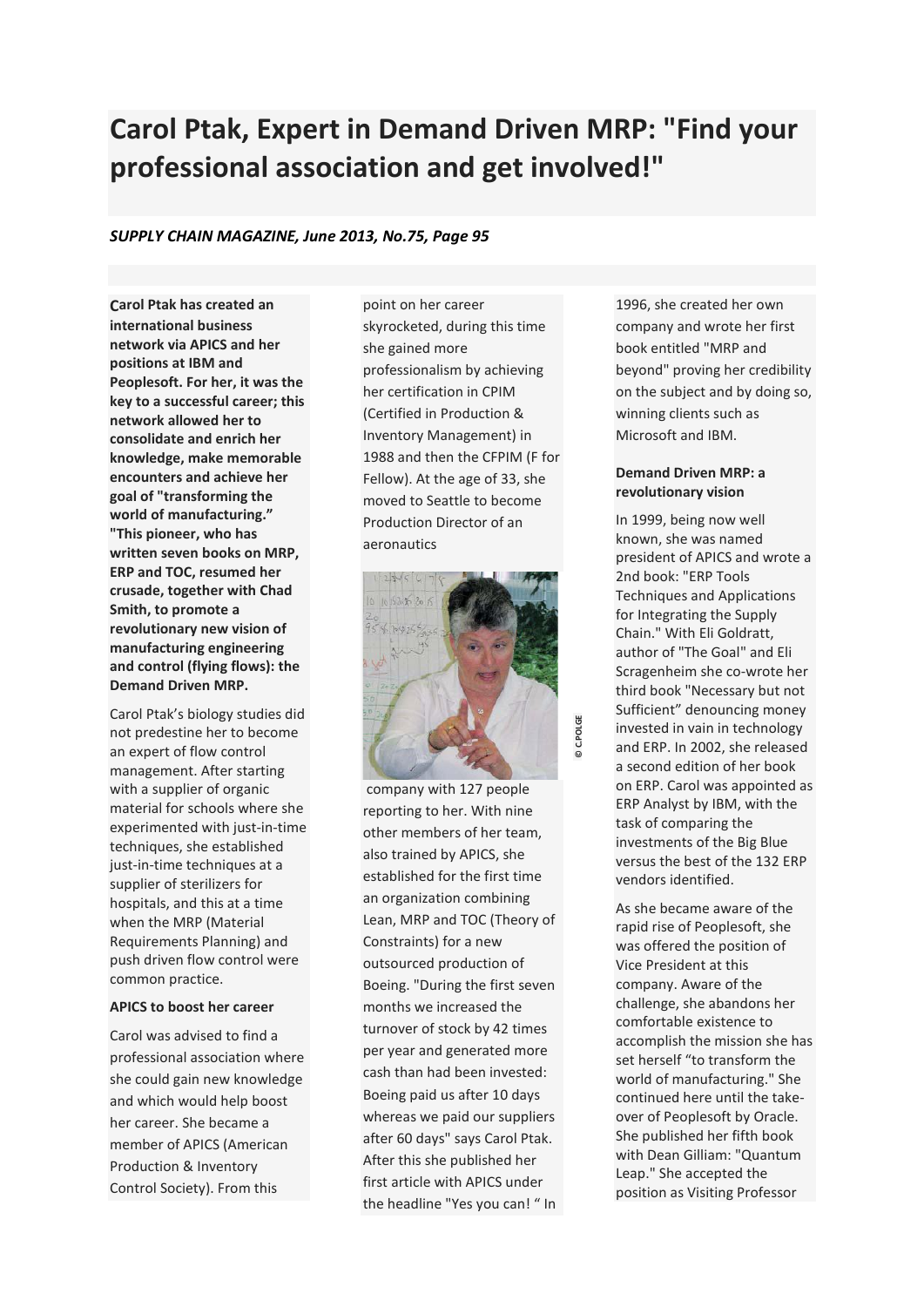# Carol Ptak, Expert in Demand Driven MRP: "Find your professional association and get involved!"

*SUPPLY CHAIN MAGAZINE, June 2013, No.75, Page 95*

**Carol Ptak has created an international business network via APICS and her positions at IBM and Peoplesoft. For her, it was the key to a successful career; this network allowed her to consolidate and enrich her knowledge, make memorable encounters and achieve her goal of "transforming the world of manufacturing." "This pioneer, who has written seven books on MRP, ERP and TOC, resumed her crusade, together with Chad Smith, to promote a revolutionary new vision of manufacturing engineering and control (flying flows): the Demand Driven MRP.**

Carol Ptak's biology studies did not predestine her to become an expert of flow control management. After starting with a supplier of organic material for schools where she experimented with just-in-time techniques, she established just-in-time techniques at a supplier of sterilizers for hospitals, and this at a time when the MRP (Material Requirements Planning) and push driven flow control were common practice.

### APICS to boost her career

Carol was advised to find a professional association where she could gain new knowledge and which would help boost her career. She became a member of APICS (American Production & Inventory Control Society). From this point on her career skyrocketed, during this time she gained more professionalism by achieving her certification in CPIM (Certified in Production & Inventory Management) in 1988 and then the CFPIM (F for Fellow). At the age of 33, she moved to Seattle to become Production Director of an aeronautics company with 127 people reporting to her. With nine other members of her team, also trained by APICS, she established for the first time an organization combining Lean, MRP and TOC (Theory of Constraints) for a new outsourced production of Boeing. "During the first seven months we increased the turnover of stock by 42 times per year and generated more cash than had been invested: Boeing paid us after 10 days whereas we paid our suppliers after 60 days" says Carol Ptak. After this she published her first article with APICS under the headline "Yes you can! " In 1996, she created her own company and wrote her first book entitled "MRP and beyond" proving her credibility on the subject and by doing so, winning clients such as Microsoft and IBM.

© C.POLGE

### Demand Driven MRP: a revolutionary vision

In 1999, being now well known, she was named president of APICS and wrote a 2nd book: "ERP Tools Techniques and Applications for Integrating the Supply Chain." With Eli Goldratt, author of "The Goal" and Eli Scragenheim she co-wrote her third book "Necessary but not Sufficient" denouncing money invested in vain in technology and ERP. In 2002, she released a second edition of her book on ERP. Carol was appointed as ERP Analyst by IBM, with the task of comparing the investments of the Big Blue versus the best of the 132 ERP vendors identified.

As she became aware of the rapid rise of Peoplesoft, she was offered the position of Vice President at this company. Aware of the challenge, she abandons her comfortable existence to accomplish the mission she has set herself "to transform the world of manufacturing." She continued here until the take-over of Peoplesoft by Oracle. She published her fifth book with Dean Gilliam: "Quantum Leap." She accepted the position as Visiting Professor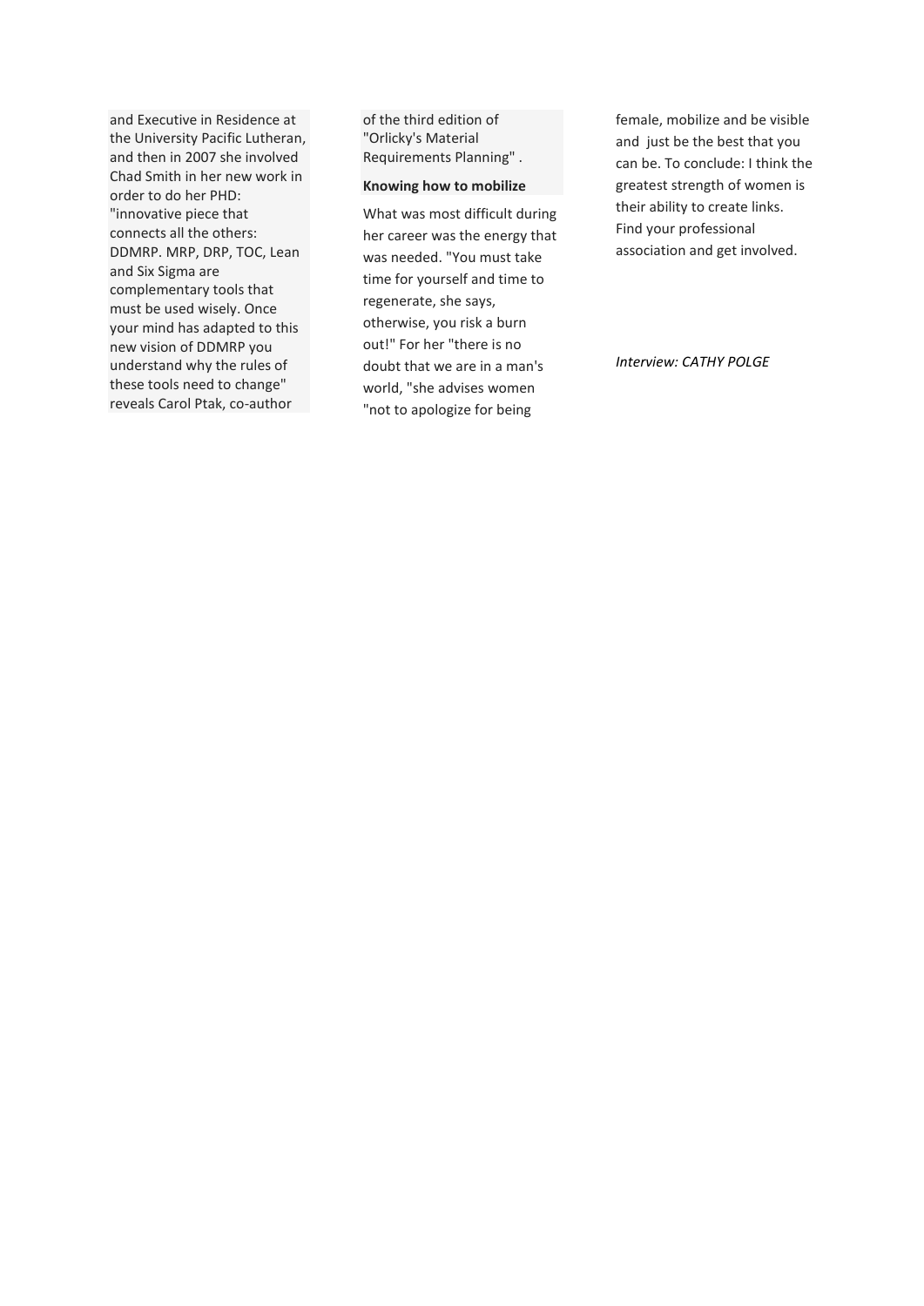and Executive in Residence at the University Pacific Lutheran, and then in 2007 she involved Chad Smith in her new work in order to do her PHD: "innovative piece that connects all the others: DDMRP. MRP, DRP, TOC, Lean and Six Sigma are complementary tools that must be used wisely. Once your mind has adapted to this new vision of DDMRP you understand why the rules of these tools need to change" reveals Carol Ptak, co-author of the third edition of "Orlicky's Material Requirements Planning" .

**Knowing how to mobilize**

What was most difficult during her career was the energy that was needed. "You must take time for yourself and time to regenerate, she says, otherwise, you risk a burn out!" For her "there is no doubt that we are in a man's world, "she advises women "not to apologize for being female, mobilize and be visible and just be the best that you can be. To conclude: I think the greatest strength of women is their ability to create links. Find your professional association and get involved.

*Interview: CATHY POLGE*